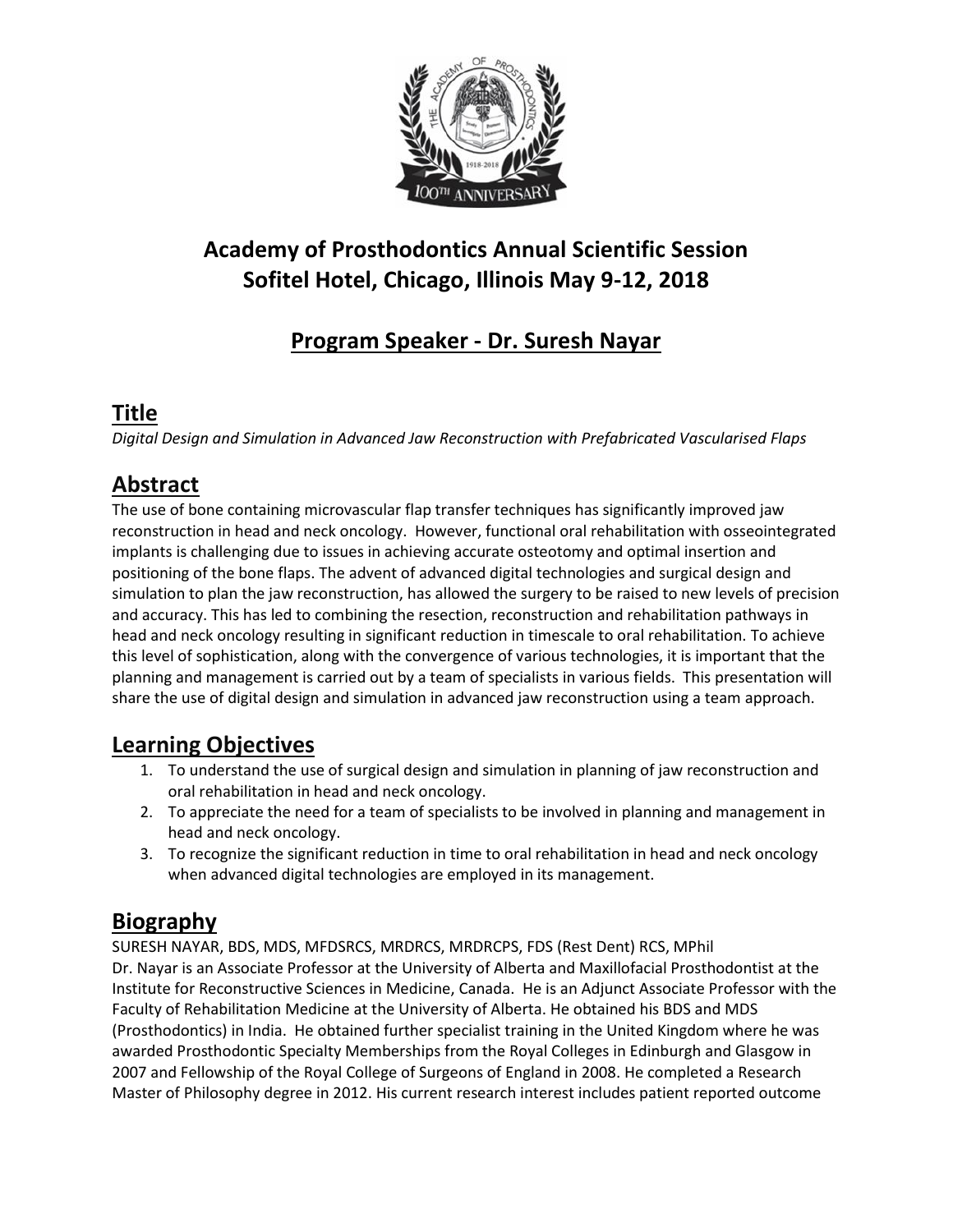# Academy of Prosthodontics Annual Scientific Session
# Sofitel Hotel, Chicago, Illinois May 9-12, 2018

## Program Speaker - Dr. Suresh Nayar

## Title

*Digital Design and Simulation in Advanced Jaw Reconstruction with Prefabricated Vascularised Flaps*

## Abstract

The use of bone containing microvascular flap transfer techniques has significantly improved jaw reconstruction in head and neck oncology. However, functional oral rehabilitation with osseointegrated implants is challenging due to issues in achieving accurate osteotomy and optimal insertion and positioning of the bone flaps. The advent of advanced digital technologies and surgical design and simulation to plan the jaw reconstruction, has allowed the surgery to be raised to new levels of precision and accuracy. This has led to combining the resection, reconstruction and rehabilitation pathways in head and neck oncology resulting in significant reduction in timescale to oral rehabilitation. To achieve this level of sophistication, along with the convergence of various technologies, it is important that the planning and management is carried out by a team of specialists in various fields. This presentation will share the use of digital design and simulation in advanced jaw reconstruction using a team approach.

## Learning Objectives

1. To understand the use of surgical design and simulation in planning of jaw reconstruction and oral rehabilitation in head and neck oncology.
2. To appreciate the need for a team of specialists to be involved in planning and management in head and neck oncology.
3. To recognize the significant reduction in time to oral rehabilitation in head and neck oncology when advanced digital technologies are employed in its management.

## Biography

SURESH NAYAR, BDS, MDS, MFDSRCS, MRDRCS, MRDRCPS, FDS (Rest Dent) RCS, MPhil

Dr. Nayar is an Associate Professor at the University of Alberta and Maxillofacial Prosthodontist at the Institute for Reconstructive Sciences in Medicine, Canada. He is an Adjunct Associate Professor with the Faculty of Rehabilitation Medicine at the University of Alberta. He obtained his BDS and MDS (Prosthodontics) in India. He obtained further specialist training in the United Kingdom where he was awarded Prosthodontic Specialty Memberships from the Royal Colleges in Edinburgh and Glasgow in 2007 and Fellowship of the Royal College of Surgeons of England in 2008. He completed a Research Master of Philosophy degree in 2012. His current research interest includes patient reported outcome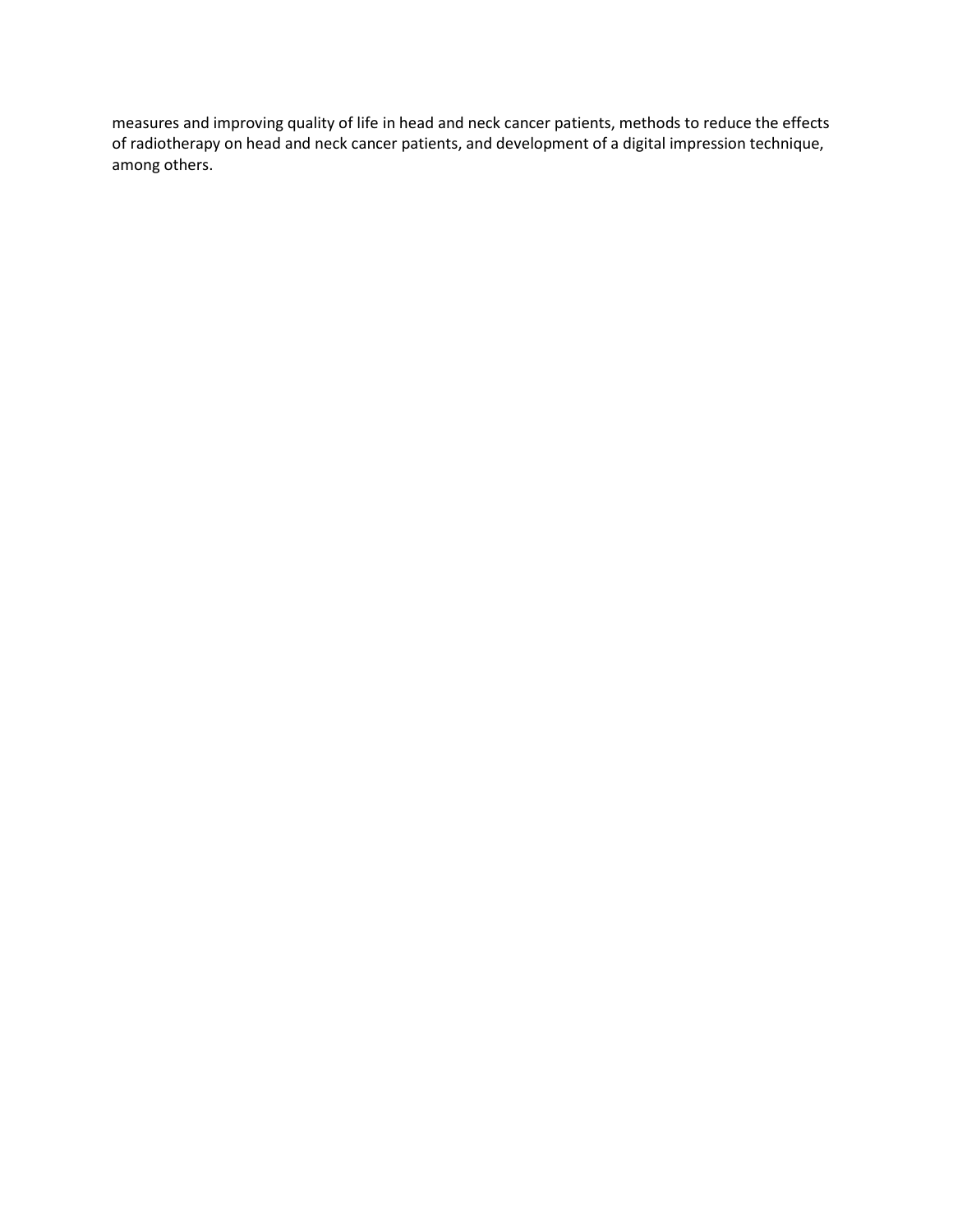measures and improving quality of life in head and neck cancer patients, methods to reduce the effects of radiotherapy on head and neck cancer patients, and development of a digital impression technique, among others.